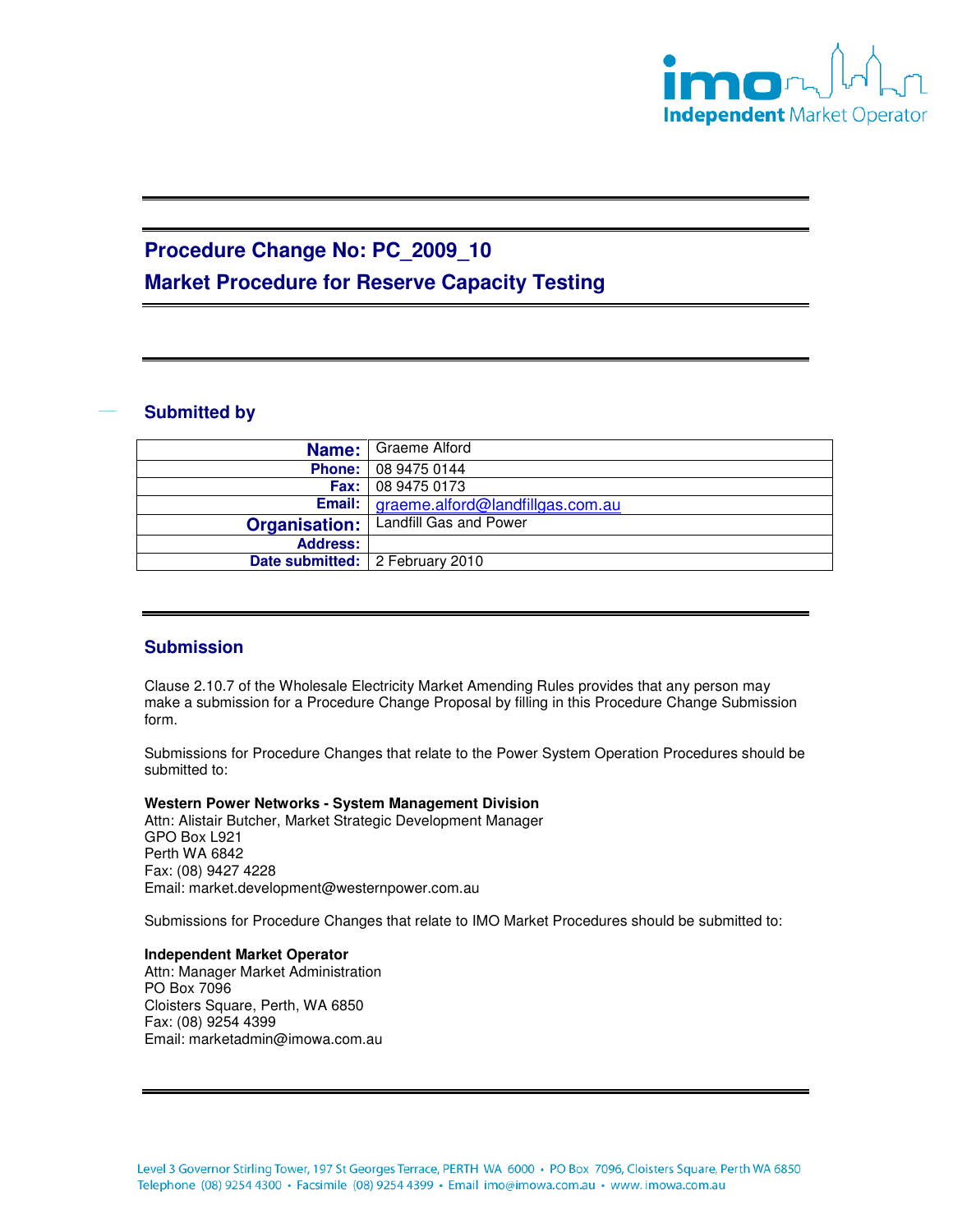# Procedure Change No: PC_2009_10

# Market Procedure for Reserve Capacity Testing

## Submitted by

| | |
|---|---|
| **Name:** | Graeme Alford |
| **Phone:** | 08 9475 0144 |
| **Fax:** | 08 9475 0173 |
| **Email:** | graeme.alford@landfillgas.com.au |
| **Organisation:** | Landfill Gas and Power |
| **Address:** | |
| **Date submitted:** | 2 February 2010 |

## Submission

Clause 2.10.7 of the Wholesale Electricity Market Amending Rules provides that any person may make a submission for a Procedure Change Proposal by filling in this Procedure Change Submission form.

Submissions for Procedure Changes that relate to the Power System Operation Procedures should be submitted to:

**Western Power Networks - System Management Division**
Attn: Alistair Butcher, Market Strategic Development Manager
GPO Box L921
Perth WA 6842
Fax: (08) 9427 4228
Email: market.development@westernpower.com.au

Submissions for Procedure Changes that relate to IMO Market Procedures should be submitted to:

**Independent Market Operator**
Attn: Manager Market Administration
PO Box 7096
Cloisters Square, Perth, WA 6850
Fax: (08) 9254 4399
Email: marketadmin@imowa.com.au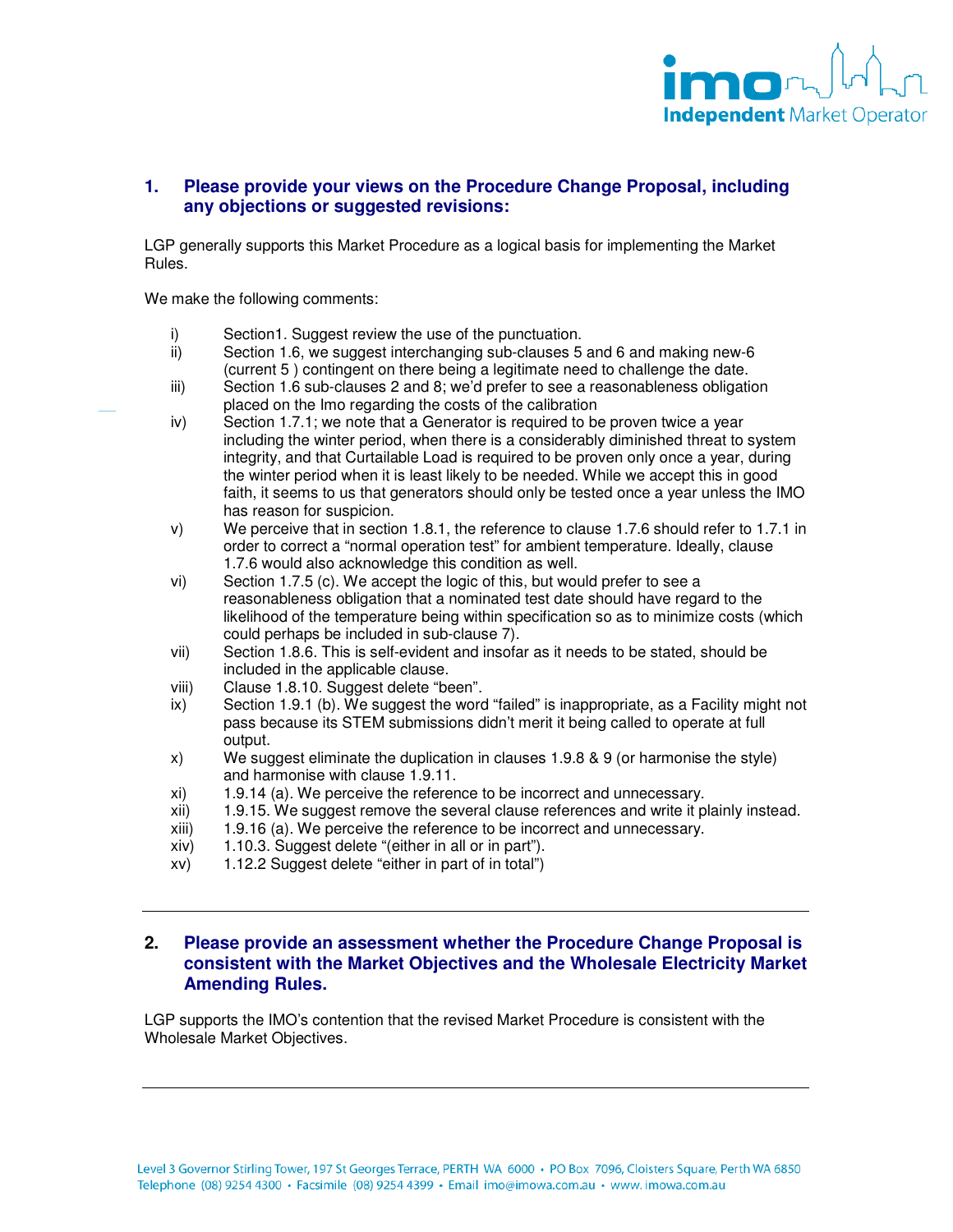## 1. Please provide your views on the Procedure Change Proposal, including any objections or suggested revisions:

LGP generally supports this Market Procedure as a logical basis for implementing the Market Rules.

We make the following comments:

- i) Section1. Suggest review the use of the punctuation.
- ii) Section 1.6, we suggest interchanging sub-clauses 5 and 6 and making new-6 (current 5 ) contingent on there being a legitimate need to challenge the date.
- iii) Section 1.6 sub-clauses 2 and 8; we'd prefer to see a reasonableness obligation placed on the Imo regarding the costs of the calibration
- iv) Section 1.7.1; we note that a Generator is required to be proven twice a year including the winter period, when there is a considerably diminished threat to system integrity, and that Curtailable Load is required to be proven only once a year, during the winter period when it is least likely to be needed. While we accept this in good faith, it seems to us that generators should only be tested once a year unless the IMO has reason for suspicion.
- v) We perceive that in section 1.8.1, the reference to clause 1.7.6 should refer to 1.7.1 in order to correct a "normal operation test" for ambient temperature. Ideally, clause 1.7.6 would also acknowledge this condition as well.
- vi) Section 1.7.5 (c). We accept the logic of this, but would prefer to see a reasonableness obligation that a nominated test date should have regard to the likelihood of the temperature being within specification so as to minimize costs (which could perhaps be included in sub-clause 7).
- vii) Section 1.8.6. This is self-evident and insofar as it needs to be stated, should be included in the applicable clause.
- viii) Clause 1.8.10. Suggest delete "been".
- ix) Section 1.9.1 (b). We suggest the word "failed" is inappropriate, as a Facility might not pass because its STEM submissions didn't merit it being called to operate at full output.
- x) We suggest eliminate the duplication in clauses 1.9.8 & 9 (or harmonise the style) and harmonise with clause 1.9.11.
- xi) 1.9.14 (a). We perceive the reference to be incorrect and unnecessary.
- xii) 1.9.15. We suggest remove the several clause references and write it plainly instead.
- xiii) 1.9.16 (a). We perceive the reference to be incorrect and unnecessary.
- xiv) 1.10.3. Suggest delete "(either in all or in part").
- xv) 1.12.2 Suggest delete "either in part of in total")

---

## 2. Please provide an assessment whether the Procedure Change Proposal is consistent with the Market Objectives and the Wholesale Electricity Market Amending Rules.

LGP supports the IMO's contention that the revised Market Procedure is consistent with the Wholesale Market Objectives.

---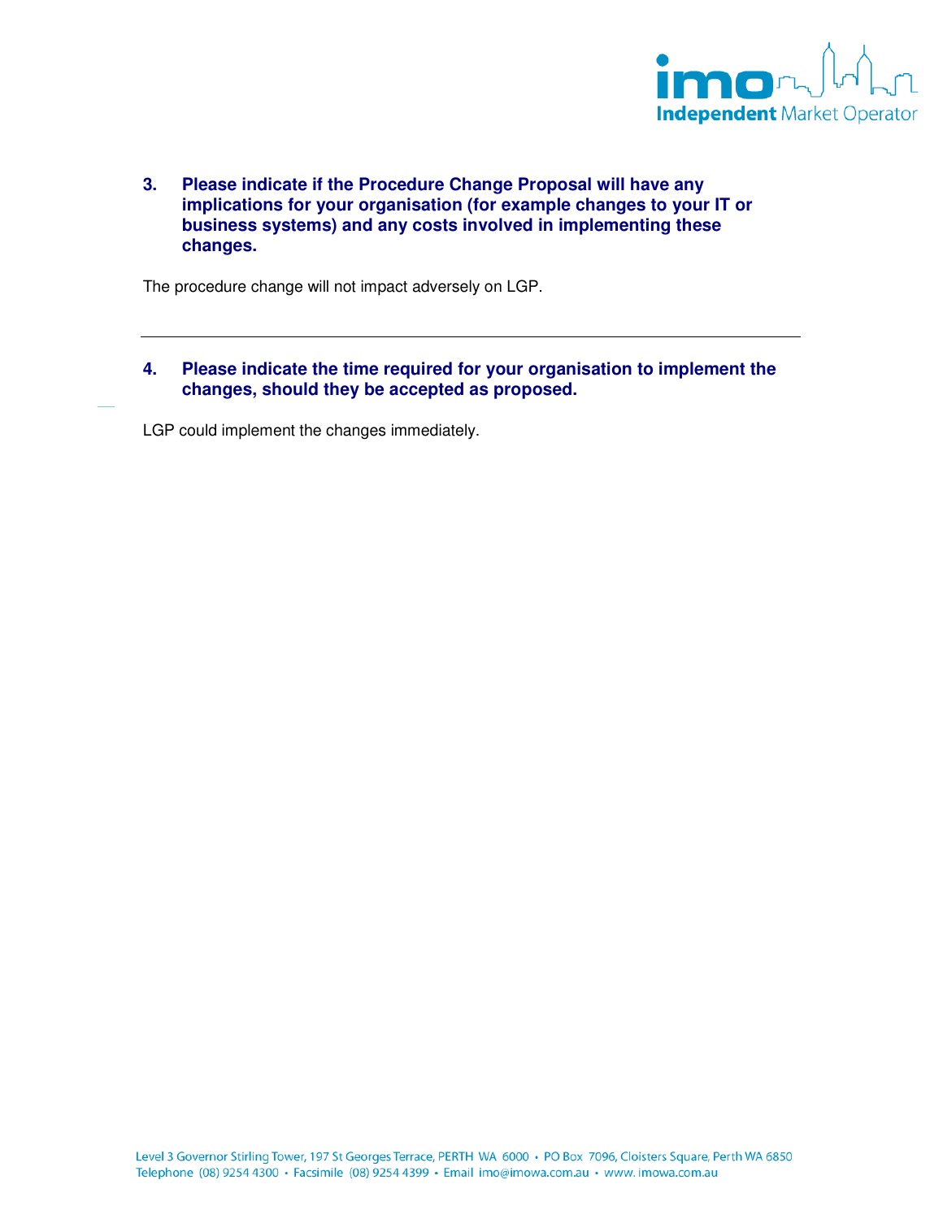**3. Please indicate if the Procedure Change Proposal will have any implications for your organisation (for example changes to your IT or business systems) and any costs involved in implementing these changes.**

The procedure change will not impact adversely on LGP.

---

**4. Please indicate the time required for your organisation to implement the changes, should they be accepted as proposed.**

LGP could implement the changes immediately.